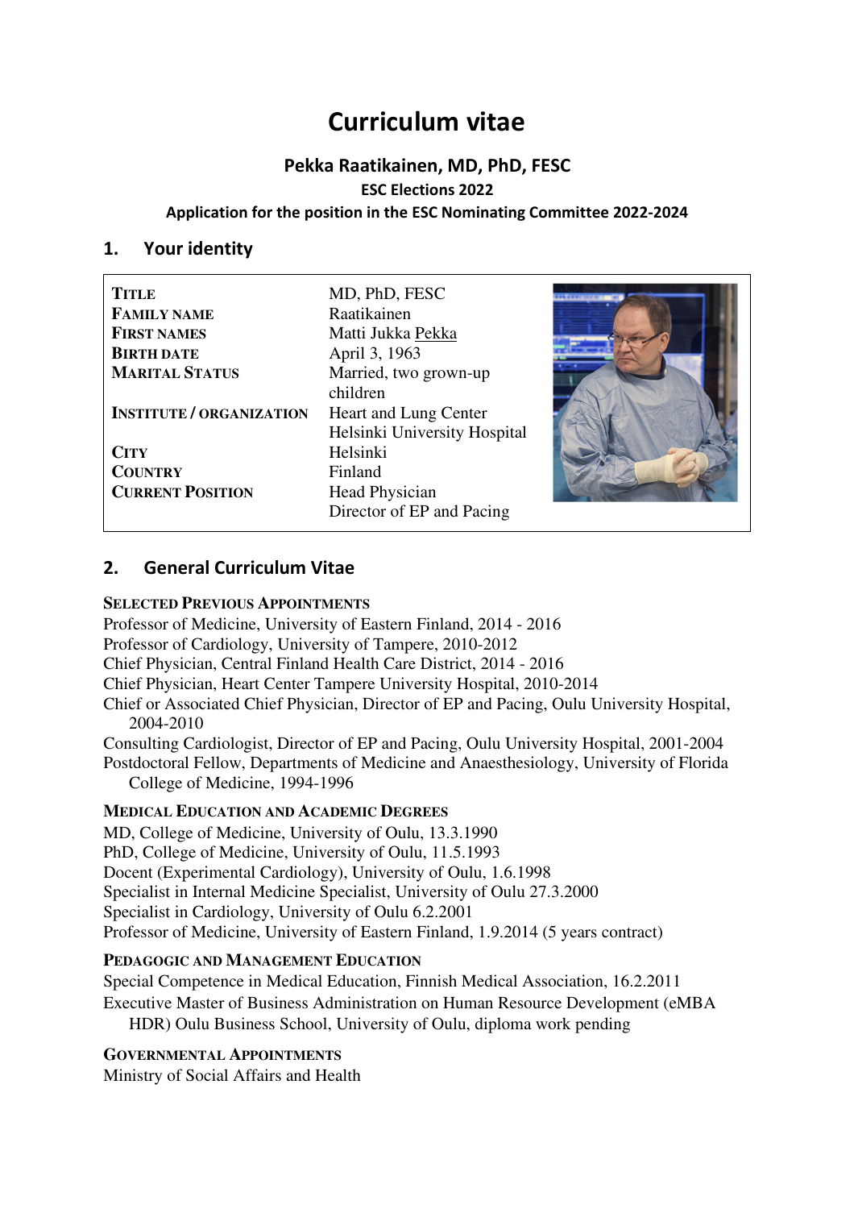# Curriculum vitae

## Pekka Raatikainen, MD, PhD, FESC

### ESC Elections 2022

### Application for the position in the ESC Nominating Committee 2022-2024

## 1. Your identity

| | |
|---|---|
| **TITLE** | MD, PhD, FESC |
| **FAMILY NAME** | Raatikainen |
| **FIRST NAMES** | Matti Jukka <u>Pekka</u> |
| **BIRTH DATE** | April 3, 1963 |
| **MARITAL STATUS** | Married, two grown-up children |
| **INSTITUTE / ORGANIZATION** | Heart and Lung Center Helsinki University Hospital |
| **CITY** | Helsinki |
| **COUNTRY** | Finland |
| **CURRENT POSITION** | Head Physician Director of EP and Pacing |

## 2. General Curriculum Vitae

**SELECTED PREVIOUS APPOINTMENTS**

Professor of Medicine, University of Eastern Finland, 2014 - 2016
Professor of Cardiology, University of Tampere, 2010-2012
Chief Physician, Central Finland Health Care District, 2014 - 2016
Chief Physician, Heart Center Tampere University Hospital, 2010-2014
Chief or Associated Chief Physician, Director of EP and Pacing, Oulu University Hospital, 2004-2010
Consulting Cardiologist, Director of EP and Pacing, Oulu University Hospital, 2001-2004
Postdoctoral Fellow, Departments of Medicine and Anaesthesiology, University of Florida College of Medicine, 1994-1996

**MEDICAL EDUCATION AND ACADEMIC DEGREES**

MD, College of Medicine, University of Oulu, 13.3.1990
PhD, College of Medicine, University of Oulu, 11.5.1993
Docent (Experimental Cardiology), University of Oulu, 1.6.1998
Specialist in Internal Medicine Specialist, University of Oulu 27.3.2000
Specialist in Cardiology, University of Oulu 6.2.2001
Professor of Medicine, University of Eastern Finland, 1.9.2014 (5 years contract)

**PEDAGOGIC AND MANAGEMENT EDUCATION**

Special Competence in Medical Education, Finnish Medical Association, 16.2.2011
Executive Master of Business Administration on Human Resource Development (eMBA HDR) Oulu Business School, University of Oulu, diploma work pending

**GOVERNMENTAL APPOINTMENTS**

Ministry of Social Affairs and Health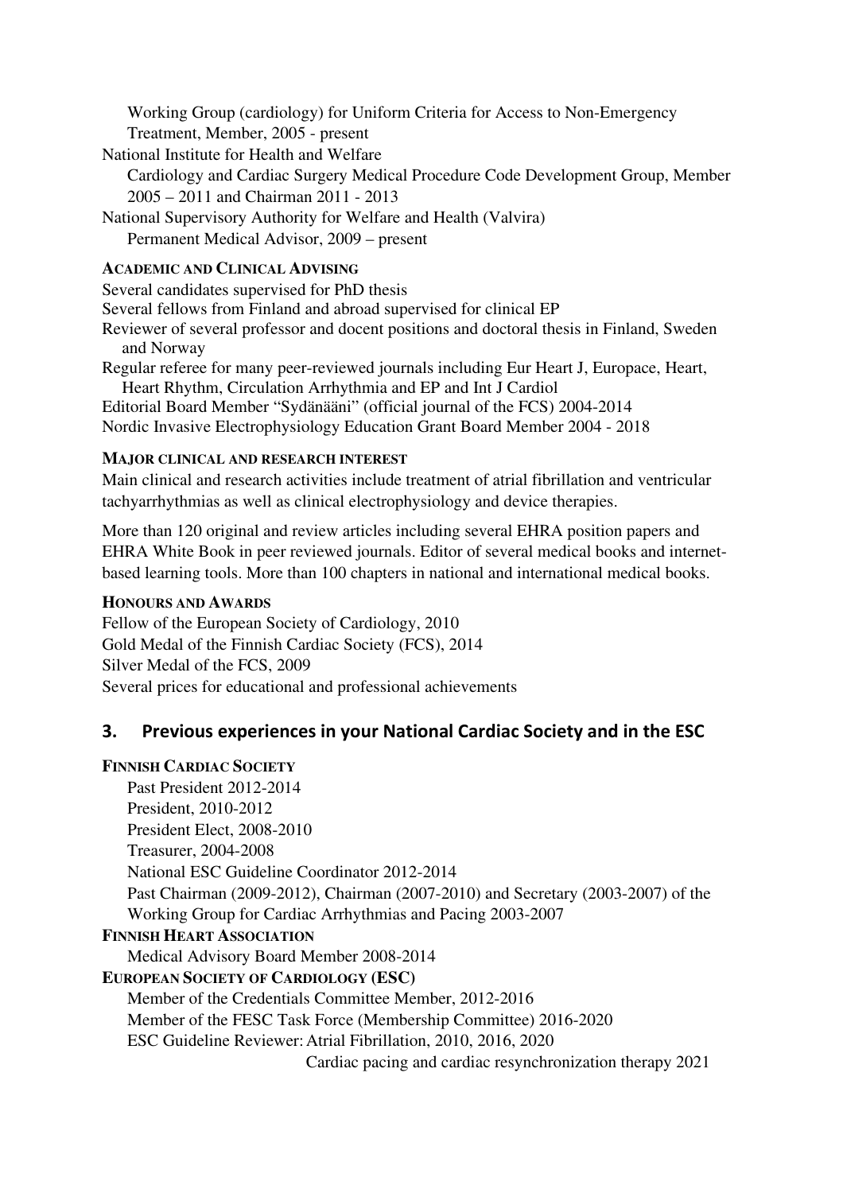Working Group (cardiology) for Uniform Criteria for Access to Non-Emergency Treatment, Member, 2005 - present

National Institute for Health and Welfare

Cardiology and Cardiac Surgery Medical Procedure Code Development Group, Member 2005 – 2011 and Chairman 2011 - 2013

National Supervisory Authority for Welfare and Health (Valvira)

Permanent Medical Advisor, 2009 – present

#### ACADEMIC AND CLINICAL ADVISING

Several candidates supervised for PhD thesis

Several fellows from Finland and abroad supervised for clinical EP

Reviewer of several professor and docent positions and doctoral thesis in Finland, Sweden and Norway

Regular referee for many peer-reviewed journals including Eur Heart J, Europace, Heart, Heart Rhythm, Circulation Arrhythmia and EP and Int J Cardiol

Editorial Board Member "Sydänääni" (official journal of the FCS) 2004-2014

Nordic Invasive Electrophysiology Education Grant Board Member 2004 - 2018

#### MAJOR CLINICAL AND RESEARCH INTEREST

Main clinical and research activities include treatment of atrial fibrillation and ventricular tachyarrhythmias as well as clinical electrophysiology and device therapies.

More than 120 original and review articles including several EHRA position papers and EHRA White Book in peer reviewed journals. Editor of several medical books and internet-based learning tools. More than 100 chapters in national and international medical books.

#### HONOURS AND AWARDS

Fellow of the European Society of Cardiology, 2010

Gold Medal of the Finnish Cardiac Society (FCS), 2014

Silver Medal of the FCS, 2009

Several prices for educational and professional achievements

## 3. Previous experiences in your National Cardiac Society and in the ESC

#### FINNISH CARDIAC SOCIETY

Past President 2012-2014

President, 2010-2012

President Elect, 2008-2010

Treasurer, 2004-2008

National ESC Guideline Coordinator 2012-2014

Past Chairman (2009-2012), Chairman (2007-2010) and Secretary (2003-2007) of the Working Group for Cardiac Arrhythmias and Pacing 2003-2007

#### FINNISH HEART ASSOCIATION

Medical Advisory Board Member 2008-2014

#### EUROPEAN SOCIETY OF CARDIOLOGY (ESC)

Member of the Credentials Committee Member, 2012-2016

Member of the FESC Task Force (Membership Committee) 2016-2020

ESC Guideline Reviewer: Atrial Fibrillation, 2010, 2016, 2020

Cardiac pacing and cardiac resynchronization therapy 2021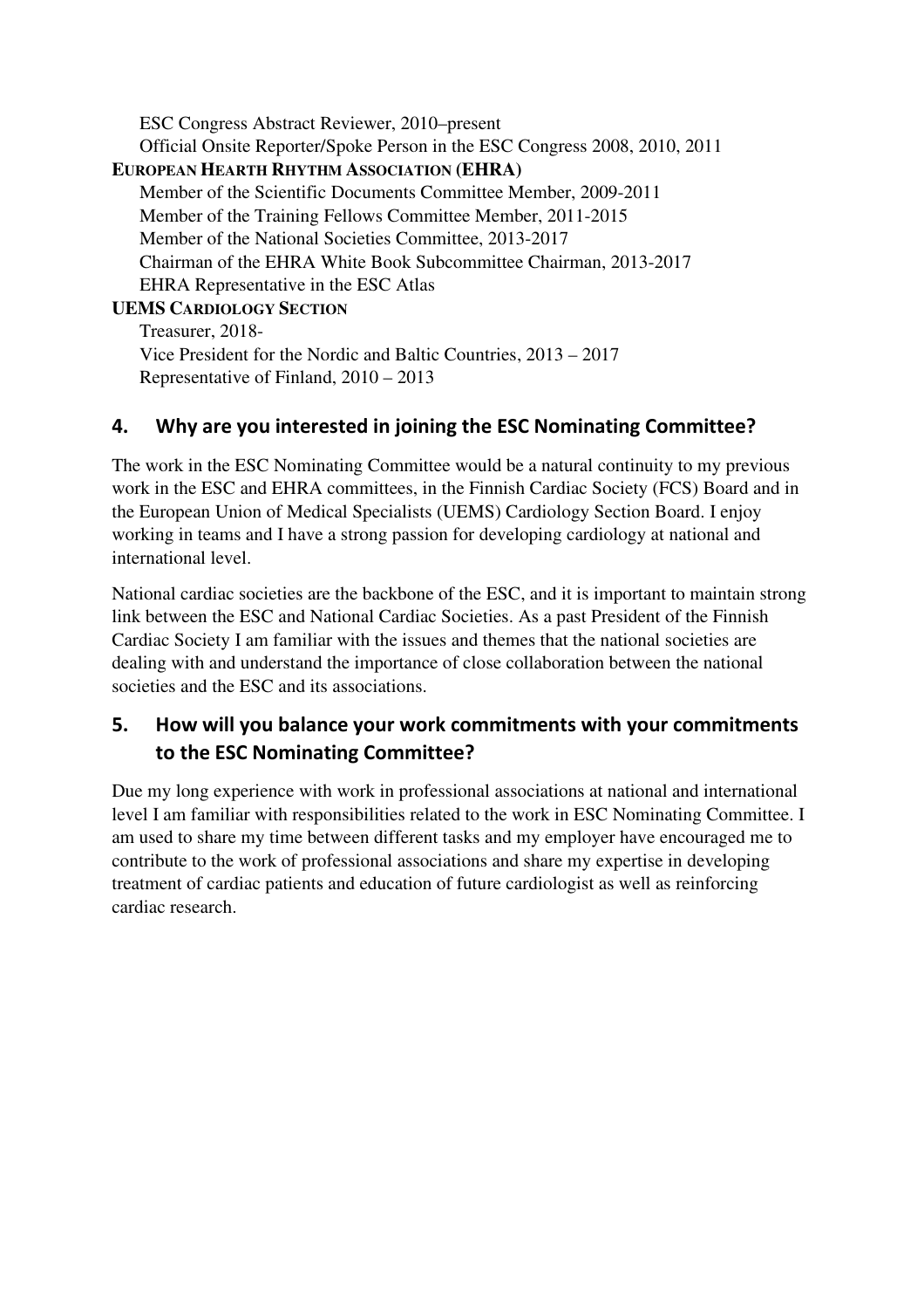ESC Congress Abstract Reviewer, 2010–present

Official Onsite Reporter/Spoke Person in the ESC Congress 2008, 2010, 2011

**EUROPEAN HEARTH RHYTHM ASSOCIATION (EHRA)**

Member of the Scientific Documents Committee Member, 2009-2011

Member of the Training Fellows Committee Member, 2011-2015

Member of the National Societies Committee, 2013-2017

Chairman of the EHRA White Book Subcommittee Chairman, 2013-2017

EHRA Representative in the ESC Atlas

**UEMS CARDIOLOGY SECTION**

Treasurer, 2018-

Vice President for the Nordic and Baltic Countries, 2013 – 2017

Representative of Finland, 2010 – 2013

## 4. Why are you interested in joining the ESC Nominating Committee?

The work in the ESC Nominating Committee would be a natural continuity to my previous work in the ESC and EHRA committees, in the Finnish Cardiac Society (FCS) Board and in the European Union of Medical Specialists (UEMS) Cardiology Section Board. I enjoy working in teams and I have a strong passion for developing cardiology at national and international level.

National cardiac societies are the backbone of the ESC, and it is important to maintain strong link between the ESC and National Cardiac Societies. As a past President of the Finnish Cardiac Society I am familiar with the issues and themes that the national societies are dealing with and understand the importance of close collaboration between the national societies and the ESC and its associations.

## 5. How will you balance your work commitments with your commitments to the ESC Nominating Committee?

Due my long experience with work in professional associations at national and international level I am familiar with responsibilities related to the work in ESC Nominating Committee. I am used to share my time between different tasks and my employer have encouraged me to contribute to the work of professional associations and share my expertise in developing treatment of cardiac patients and education of future cardiologist as well as reinforcing cardiac research.